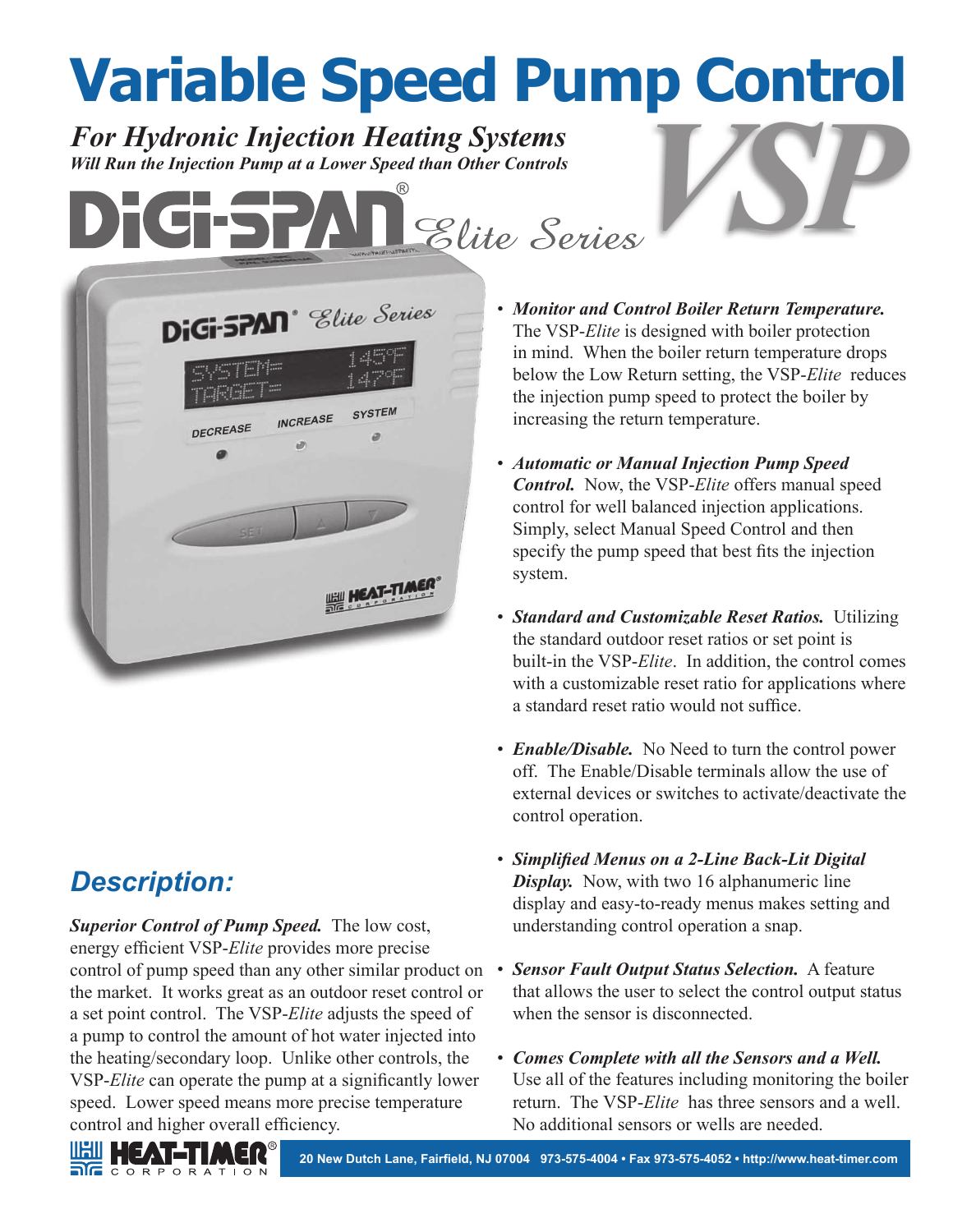# Variable Speed Pump Control

***For Hydronic Injection Heating Systems***

***Will Run the Injection Pump at a Lower Speed than Other Controls***

DiGi-SPAN® *Elite Series*

VSP

## *Description:*

***Superior Control of Pump Speed.*** The low cost, energy efficient VSP-*Elite* provides more precise control of pump speed than any other similar product on the market. It works great as an outdoor reset control or a set point control. The VSP-*Elite* adjusts the speed of a pump to control the amount of hot water injected into the heating/secondary loop. Unlike other controls, the VSP-*Elite* can operate the pump at a significantly lower speed. Lower speed means more precise temperature control and higher overall efficiency.

- ***Monitor and Control Boiler Return Temperature.*** The VSP-*Elite* is designed with boiler protection in mind. When the boiler return temperature drops below the Low Return setting, the VSP-*Elite* reduces the injection pump speed to protect the boiler by increasing the return temperature.

- ***Automatic or Manual Injection Pump Speed Control.*** Now, the VSP-*Elite* offers manual speed control for well balanced injection applications. Simply, select Manual Speed Control and then specify the pump speed that best fits the injection system.

- ***Standard and Customizable Reset Ratios.*** Utilizing the standard outdoor reset ratios or set point is built-in the VSP-*Elite*. In addition, the control comes with a customizable reset ratio for applications where a standard reset ratio would not suffice.

- ***Enable/Disable.*** No Need to turn the control power off. The Enable/Disable terminals allow the use of external devices or switches to activate/deactivate the control operation.

- ***Simplified Menus on a 2-Line Back-Lit Digital Display.*** Now, with two 16 alphanumeric line display and easy-to-ready menus makes setting and understanding control operation a snap.

- ***Sensor Fault Output Status Selection.*** A feature that allows the user to select the control output status when the sensor is disconnected.

- ***Comes Complete with all the Sensors and a Well.*** Use all of the features including monitoring the boiler return. The VSP-*Elite* has three sensors and a well. No additional sensors or wells are needed.

HEAT-TIMER® CORPORATION

**20 New Dutch Lane, Fairfield, NJ 07004 973-575-4004 • Fax 973-575-4052 • http://www.heat-timer.com**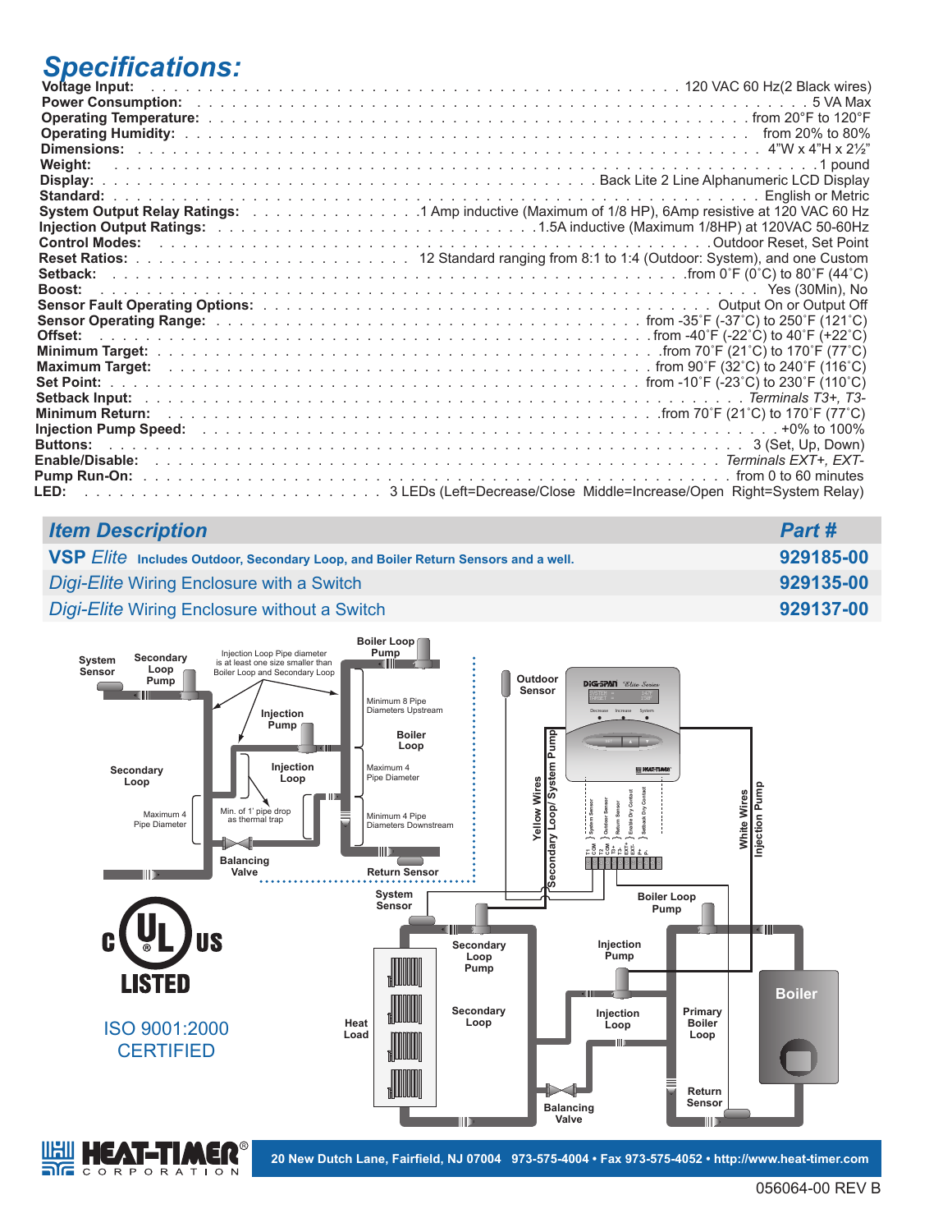# Specifications:

**Voltage Input:** ........ 120 VAC 60 Hz(2 Black wires)
**Power Consumption:** ........ 5 VA Max
**Operating Temperature:** ........ from 20°F to 120°F
**Operating Humidity:** ........ from 20% to 80%
**Dimensions:** ........ 4"W x 4"H x 2½"
**Weight:** ........ 1 pound
**Display:** ........ Back Lite 2 Line Alphanumeric LCD Display
**Standard:** ........ English or Metric
**System Output Relay Ratings:** ........ 1 Amp inductive (Maximum of 1/8 HP), 6Amp resistive at 120 VAC 60 Hz
**Injection Output Ratings:** ........ 1.5A inductive (Maximum 1/8HP) at 120VAC 50-60Hz
**Control Modes:** ........ Outdoor Reset, Set Point
**Reset Ratios:** ........ 12 Standard ranging from 8:1 to 1:4 (Outdoor: System), and one Custom
**Setback:** ........ from 0°F (0°C) to 80°F (44°C)
**Boost:** ........ Yes (30Min), No
**Sensor Fault Operating Options:** ........ Output On or Output Off
**Sensor Operating Range:** ........ from -35°F (-37°C) to 250°F (121°C)
**Offset:** ........ from -40°F (-22°C) to 40°F (+22°C)
**Minimum Target:** ........ from 70°F (21°C) to 170°F (77°C)
**Maximum Target:** ........ from 90°F (32°C) to 240°F (116°C)
**Set Point:** ........ from -10°F (-23°C) to 230°F (110°C)
**Setback Input:** ........ *Terminals T3+, T3-*
**Minimum Return:** ........ from 70°F (21°C) to 170°F (77°C)
**Injection Pump Speed:** ........ +0% to 100%
**Buttons:** ........ 3 (Set, Up, Down)
**Enable/Disable:** ........ *Terminals EXT+, EXT-*
**Pump Run-On:** ........ from 0 to 60 minutes
**LED:** ........ 3 LEDs (Left=Decrease/Close Middle=Increase/Open Right=System Relay)

| *Item Description* | *Part #* |
|---|---|
| **VSP** *Elite* **Includes Outdoor, Secondary Loop, and Boiler Return Sensors and a well.** | **929185-00** |
| *Digi-Elite* Wiring Enclosure with a Switch | **929135-00** |
| *Digi-Elite* Wiring Enclosure without a Switch | **929137-00** |

System Sensor
Secondary Loop Pump
Injection Loop Pipe diameter is at least one size smaller than Boiler Loop and Secondary Loop
Boiler Loop Pump
Injection Pump
Minimum 8 Pipe Diameters Upstream
Boiler Loop
Secondary Loop
Injection Loop
Maximum 4 Pipe Diameter
Maximum 4 Pipe Diameter
Min. of 1' pipe drop as thermal trap
Minimum 4 Pipe Diameters Downstream
Balancing Valve
Return Sensor
Outdoor Sensor
Yellow Wires
Secondary Loop/ System Pump
White Wires
Injection Pump
System Sensor
Outdoor Sensor
Return Sensor
Enable Dry Contact
Setback Dry Contact
T1 COM T2 COM T3+ T3- EXT+ EXT- P+ P-
System Sensor
Boiler Loop Pump
Secondary Loop Pump
Injection Pump
Secondary Loop
Injection Loop
Primary Boiler Loop
Heat Load
Boiler
Balancing Valve
Return Sensor

C UL US LISTED

ISO 9001:2000 CERTIFIED

HEAT-TIMER® CORPORATION

20 New Dutch Lane, Fairfield, NJ 07004 973-575-4004 • Fax 973-575-4052 • http://www.heat-timer.com

056064-00 REV B